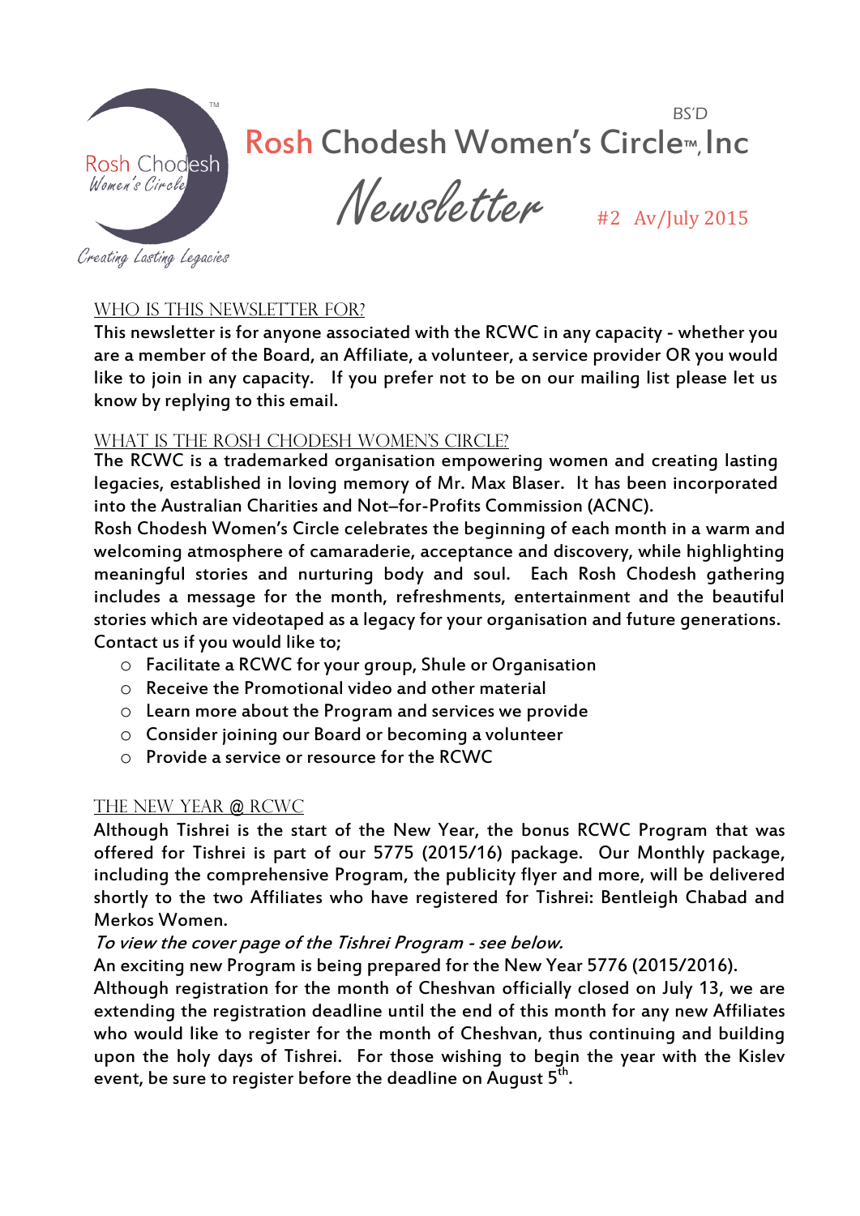BS'D

# Rosh Chodesh Women's Circle™, Inc

# Newsletter

#2 Av/July 2015

Rosh Chodesh Women's Circle

*Creating Lasting Legacies*

## WHO IS THIS NEWSLETTER FOR?

This newsletter is for anyone associated with the RCWC in any capacity - whether you are a member of the Board, an Affiliate, a volunteer, a service provider OR you would like to join in any capacity. If you prefer not to be on our mailing list please let us know by replying to this email.

## WHAT IS THE ROSH CHODESH WOMEN'S CIRCLE?

The RCWC is a trademarked organisation empowering women and creating lasting legacies, established in loving memory of Mr. Max Blaser. It has been incorporated into the Australian Charities and Not–for-Profits Commission (ACNC).

Rosh Chodesh Women's Circle celebrates the beginning of each month in a warm and welcoming atmosphere of camaraderie, acceptance and discovery, while highlighting meaningful stories and nurturing body and soul. Each Rosh Chodesh gathering includes a message for the month, refreshments, entertainment and the beautiful stories which are videotaped as a legacy for your organisation and future generations. Contact us if you would like to;

- Facilitate a RCWC for your group, Shule or Organisation
- Receive the Promotional video and other material
- Learn more about the Program and services we provide
- Consider joining our Board or becoming a volunteer
- Provide a service or resource for the RCWC

## THE NEW YEAR @ RCWC

Although Tishrei is the start of the New Year, the bonus RCWC Program that was offered for Tishrei is part of our 5775 (2015/16) package. Our Monthly package, including the comprehensive Program, the publicity flyer and more, will be delivered shortly to the two Affiliates who have registered for Tishrei: Bentleigh Chabad and Merkos Women.

*To view the cover page of the Tishrei Program - see below.*

An exciting new Program is being prepared for the New Year 5776 (2015/2016).

Although registration for the month of Cheshvan officially closed on July 13, we are extending the registration deadline until the end of this month for any new Affiliates who would like to register for the month of Cheshvan, thus continuing and building upon the holy days of Tishrei. For those wishing to begin the year with the Kislev event, be sure to register before the deadline on August 5th.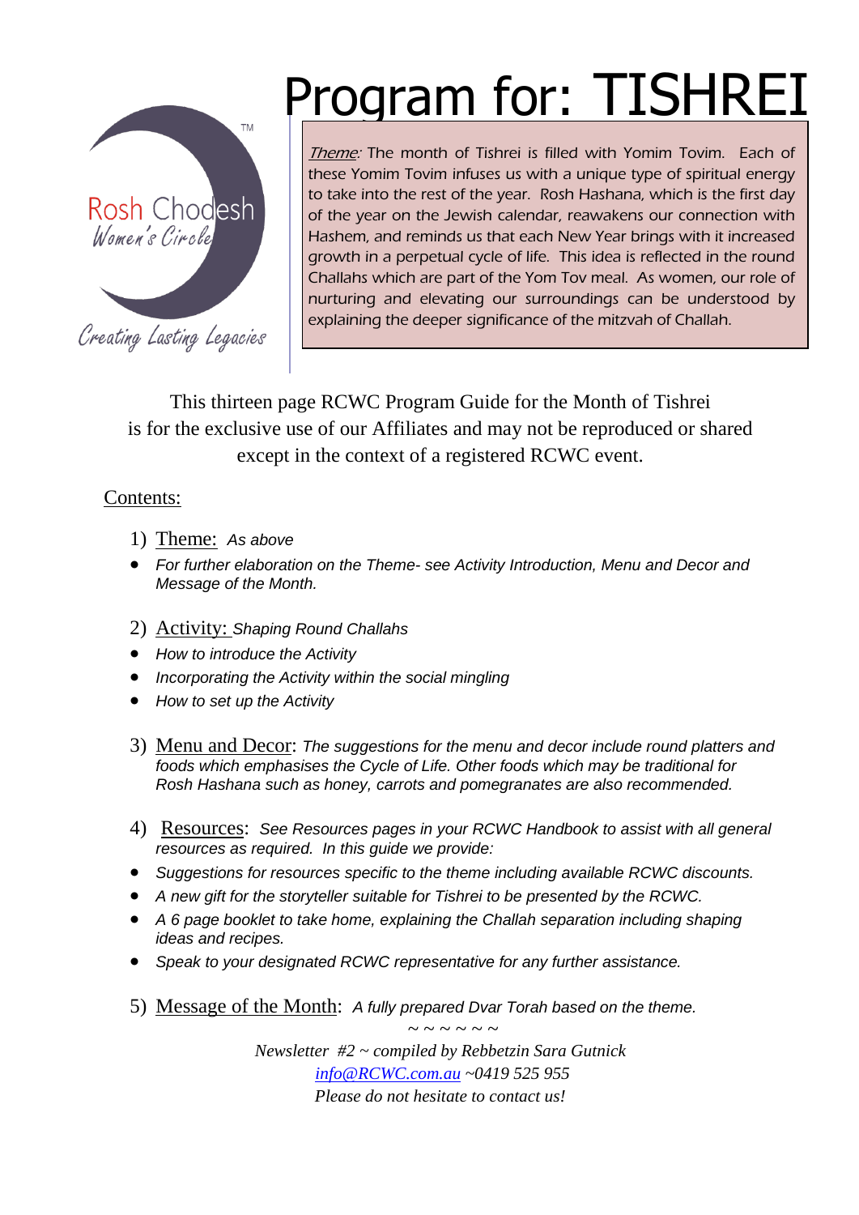Rosh Chodesh
*Women's Circle*
*Creating Lasting Legacies*

# Program for: TISHREI

*Theme:* The month of Tishrei is filled with Yomim Tovim. Each of these Yomim Tovim infuses us with a unique type of spiritual energy to take into the rest of the year. Rosh Hashana, which is the first day of the year on the Jewish calendar, reawakens our connection with Hashem, and reminds us that each New Year brings with it increased growth in a perpetual cycle of life. This idea is reflected in the round Challahs which are part of the Yom Tov meal. As women, our role of nurturing and elevating our surroundings can be understood by explaining the deeper significance of the mitzvah of Challah.

This thirteen page RCWC Program Guide for the Month of Tishrei is for the exclusive use of our Affiliates and may not be reproduced or shared except in the context of a registered RCWC event.

Contents:

1) Theme: *As above*
- *For further elaboration on the Theme- see Activity Introduction, Menu and Decor and Message of the Month.*

2) Activity: *Shaping Round Challahs*
- *How to introduce the Activity*
- *Incorporating the Activity within the social mingling*
- *How to set up the Activity*

3) Menu and Decor: *The suggestions for the menu and decor include round platters and foods which emphasises the Cycle of Life. Other foods which may be traditional for Rosh Hashana such as honey, carrots and pomegranates are also recommended.*

4) Resources: *See Resources pages in your RCWC Handbook to assist with all general resources as required. In this guide we provide:*
- *Suggestions for resources specific to the theme including available RCWC discounts.*
- *A new gift for the storyteller suitable for Tishrei to be presented by the RCWC.*
- *A 6 page booklet to take home, explaining the Challah separation including shaping ideas and recipes.*
- *Speak to your designated RCWC representative for any further assistance.*

5) Message of the Month: *A fully prepared Dvar Torah based on the theme.*

~ ~ ~ ~ ~ ~

*Newsletter #2 ~ compiled by Rebbetzin Sara Gutnick*
*info@RCWC.com.au ~0419 525 955*
*Please do not hesitate to contact us!*